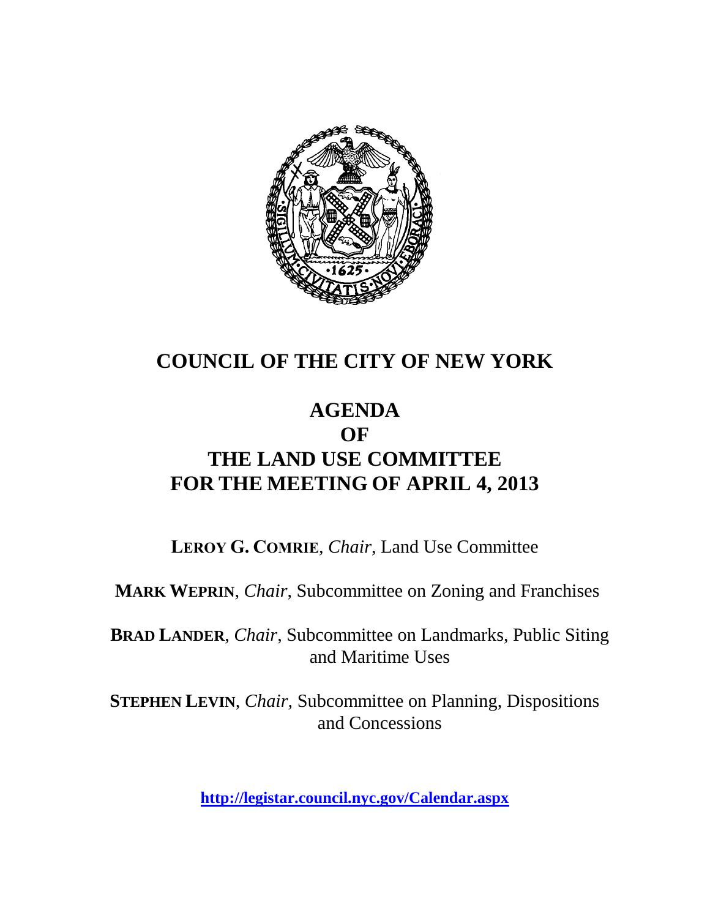# COUNCIL OF THE CITY OF NEW YORK

# AGENDA
# OF
# THE LAND USE COMMITTEE
# FOR THE MEETING OF APRIL 4, 2013

**LEROY G. COMRIE**, *Chair*, Land Use Committee

**MARK WEPRIN**, *Chair*, Subcommittee on Zoning and Franchises

**BRAD LANDER**, *Chair*, Subcommittee on Landmarks, Public Siting and Maritime Uses

**STEPHEN LEVIN**, *Chair*, Subcommittee on Planning, Dispositions and Concessions

**http://legistar.council.nyc.gov/Calendar.aspx**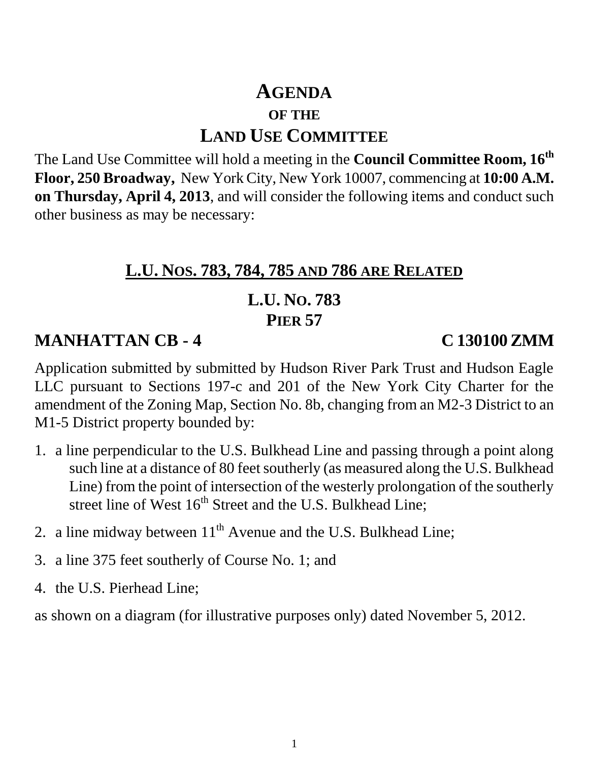# AGENDA

### OF THE

# LAND USE COMMITTEE

The Land Use Committee will hold a meeting in the **Council Committee Room, 16th Floor, 250 Broadway,** New York City, New York 10007, commencing at **10:00 A.M. on Thursday, April 4, 2013**, and will consider the following items and conduct such other business as may be necessary:

## L.U. NOS. 783, 784, 785 AND 786 ARE RELATED

## L.U. NO. 783
## PIER 57

**MANHATTAN CB - 4** **C 130100 ZMM**

Application submitted by submitted by Hudson River Park Trust and Hudson Eagle LLC pursuant to Sections 197-c and 201 of the New York City Charter for the amendment of the Zoning Map, Section No. 8b, changing from an M2-3 District to an M1-5 District property bounded by:

1. a line perpendicular to the U.S. Bulkhead Line and passing through a point along such line at a distance of 80 feet southerly (as measured along the U.S. Bulkhead Line) from the point of intersection of the westerly prolongation of the southerly street line of West 16th Street and the U.S. Bulkhead Line;
2. a line midway between 11th Avenue and the U.S. Bulkhead Line;
3. a line 375 feet southerly of Course No. 1; and
4. the U.S. Pierhead Line;

as shown on a diagram (for illustrative purposes only) dated November 5, 2012.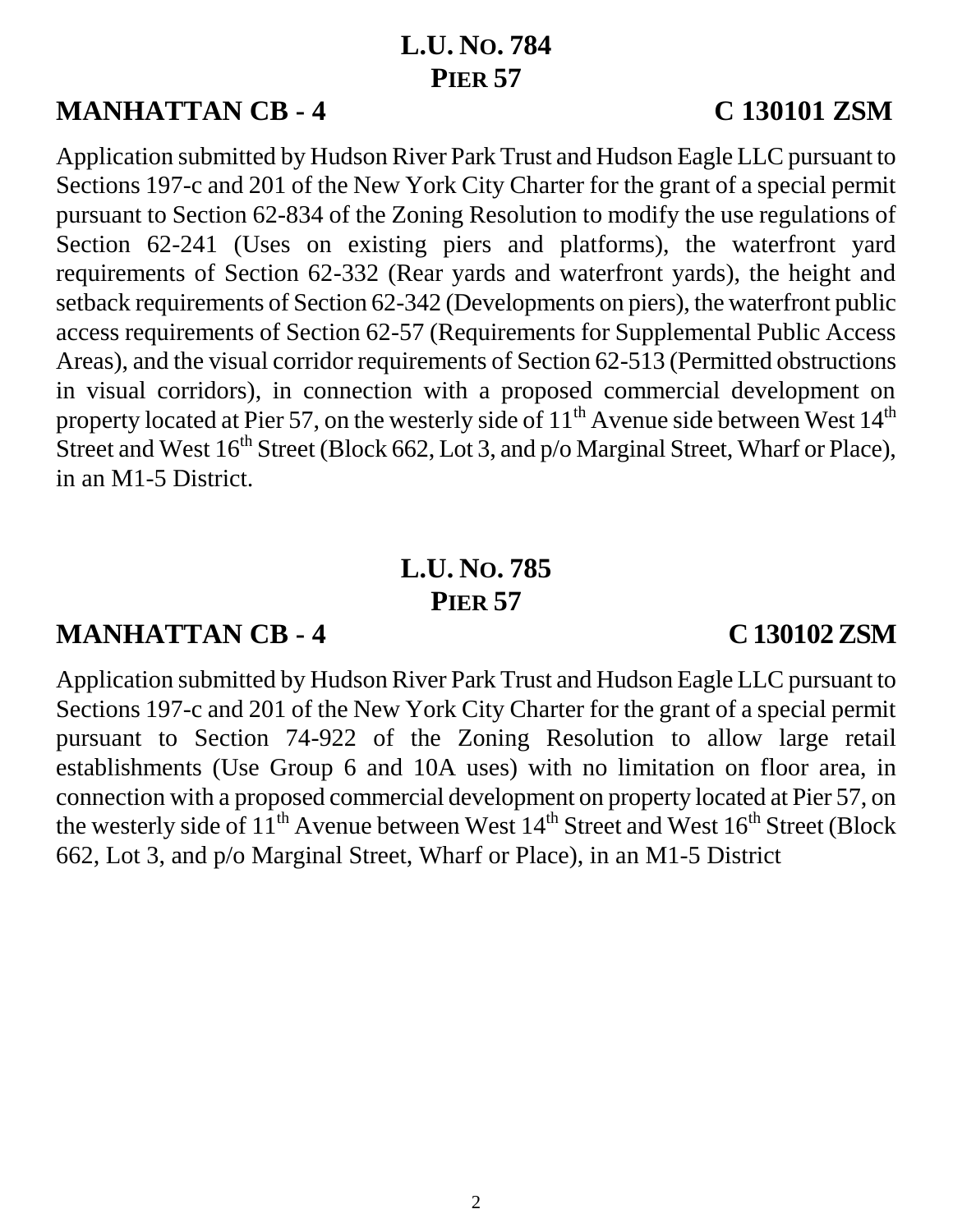**L.U. NO. 784**
**PIER 57**

**MANHATTAN CB - 4** **C 130101 ZSM**

Application submitted by Hudson River Park Trust and Hudson Eagle LLC pursuant to Sections 197-c and 201 of the New York City Charter for the grant of a special permit pursuant to Section 62-834 of the Zoning Resolution to modify the use regulations of Section 62-241 (Uses on existing piers and platforms), the waterfront yard requirements of Section 62-332 (Rear yards and waterfront yards), the height and setback requirements of Section 62-342 (Developments on piers), the waterfront public access requirements of Section 62-57 (Requirements for Supplemental Public Access Areas), and the visual corridor requirements of Section 62-513 (Permitted obstructions in visual corridors), in connection with a proposed commercial development on property located at Pier 57, on the westerly side of 11th Avenue side between West 14th Street and West 16th Street (Block 662, Lot 3, and p/o Marginal Street, Wharf or Place), in an M1-5 District.

**L.U. NO. 785**
**PIER 57**

**MANHATTAN CB - 4** **C 130102 ZSM**

Application submitted by Hudson River Park Trust and Hudson Eagle LLC pursuant to Sections 197-c and 201 of the New York City Charter for the grant of a special permit pursuant to Section 74-922 of the Zoning Resolution to allow large retail establishments (Use Group 6 and 10A uses) with no limitation on floor area, in connection with a proposed commercial development on property located at Pier 57, on the westerly side of 11th Avenue between West 14th Street and West 16th Street (Block 662, Lot 3, and p/o Marginal Street, Wharf or Place), in an M1-5 District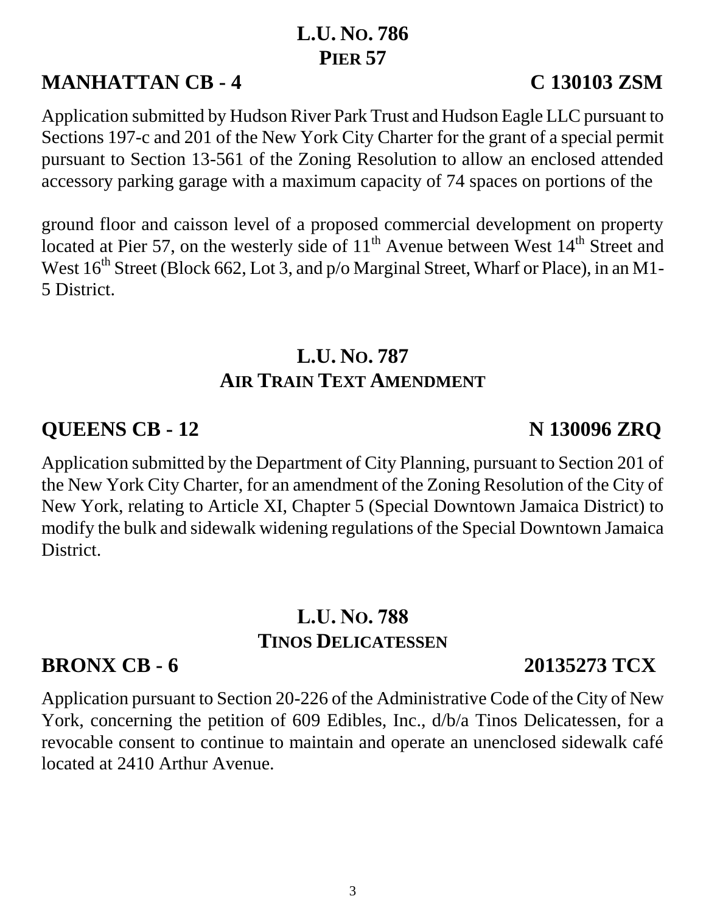## L.U. No. 786
## Pier 57

**MANHATTAN CB - 4** **C 130103 ZSM**

Application submitted by Hudson River Park Trust and Hudson Eagle LLC pursuant to Sections 197-c and 201 of the New York City Charter for the grant of a special permit pursuant to Section 13-561 of the Zoning Resolution to allow an enclosed attended accessory parking garage with a maximum capacity of 74 spaces on portions of the

ground floor and caisson level of a proposed commercial development on property located at Pier 57, on the westerly side of 11th Avenue between West 14th Street and West 16th Street (Block 662, Lot 3, and p/o Marginal Street, Wharf or Place), in an M1-5 District.

## L.U. No. 787
## Air Train Text Amendment

**QUEENS CB - 12** **N 130096 ZRQ**

Application submitted by the Department of City Planning, pursuant to Section 201 of the New York City Charter, for an amendment of the Zoning Resolution of the City of New York, relating to Article XI, Chapter 5 (Special Downtown Jamaica District) to modify the bulk and sidewalk widening regulations of the Special Downtown Jamaica District.

## L.U. No. 788
## Tinos Delicatessen

**BRONX CB - 6** **20135273 TCX**

Application pursuant to Section 20-226 of the Administrative Code of the City of New York, concerning the petition of 609 Edibles, Inc., d/b/a Tinos Delicatessen, for a revocable consent to continue to maintain and operate an unenclosed sidewalk café located at 2410 Arthur Avenue.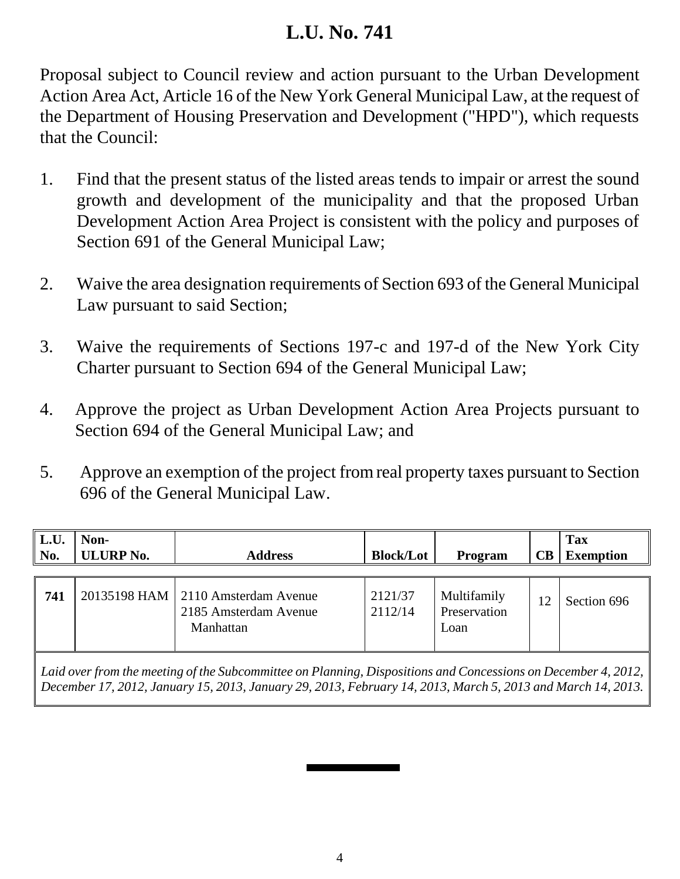# L.U. No. 741

Proposal subject to Council review and action pursuant to the Urban Development Action Area Act, Article 16 of the New York General Municipal Law, at the request of the Department of Housing Preservation and Development ("HPD"), which requests that the Council:

1. Find that the present status of the listed areas tends to impair or arrest the sound growth and development of the municipality and that the proposed Urban Development Action Area Project is consistent with the policy and purposes of Section 691 of the General Municipal Law;

2. Waive the area designation requirements of Section 693 of the General Municipal Law pursuant to said Section;

3. Waive the requirements of Sections 197-c and 197-d of the New York City Charter pursuant to Section 694 of the General Municipal Law;

4. Approve the project as Urban Development Action Area Projects pursuant to Section 694 of the General Municipal Law; and

5. Approve an exemption of the project from real property taxes pursuant to Section 696 of the General Municipal Law.

| L.U. No. | Non-ULURP No. | Address | Block/Lot | Program | CB | Tax Exemption |
|---|---|---|---|---|---|---|
| **741** | 20135198 HAM | 2110 Amsterdam Avenue<br>2185 Amsterdam Avenue<br>Manhattan | 2121/37<br>2112/14 | Multifamily Preservation Loan | 12 | Section 696 |

*Laid over from the meeting of the Subcommittee on Planning, Dispositions and Concessions on December 4, 2012, December 17, 2012, January 15, 2013, January 29, 2013, February 14, 2013, March 5, 2013 and March 14, 2013.*